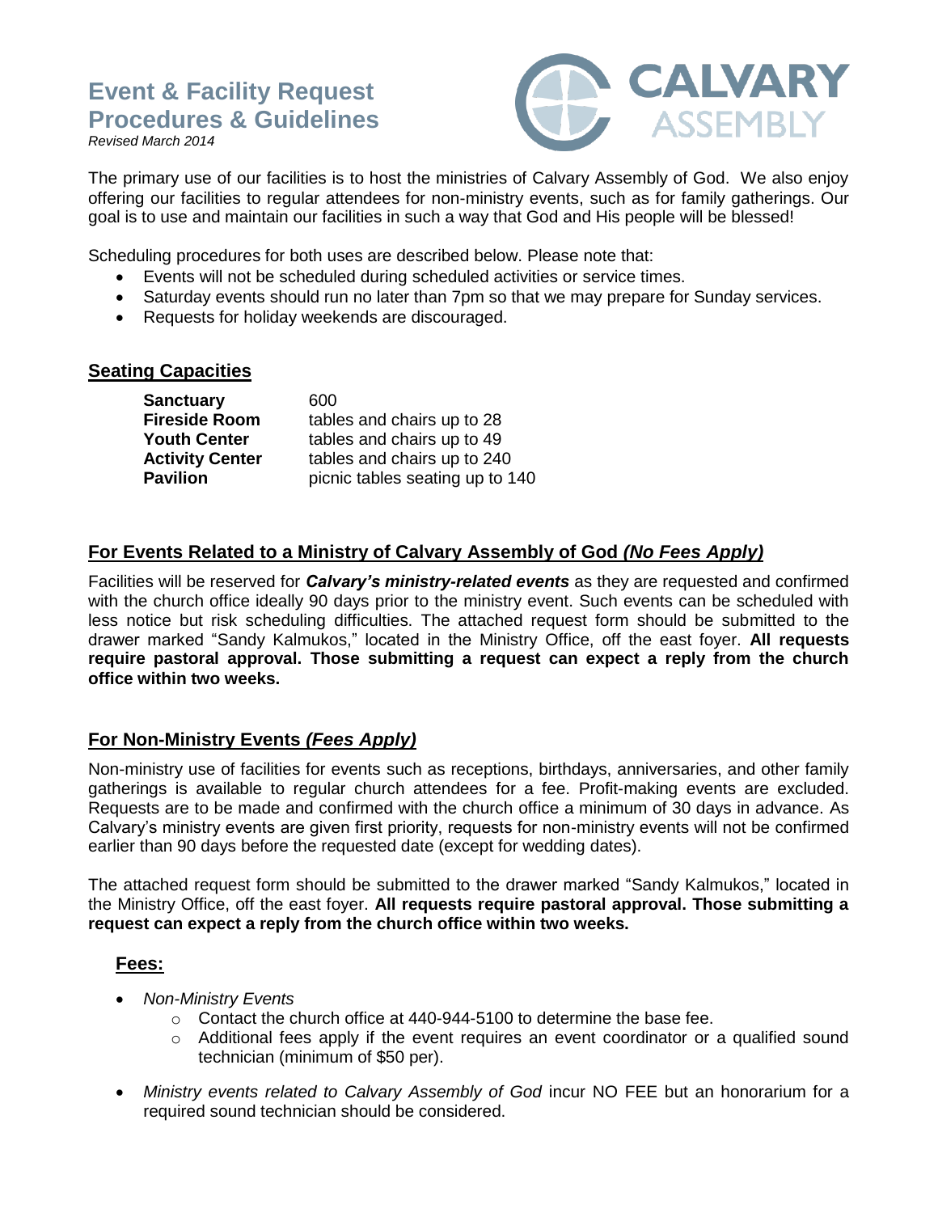# Event & Facility Request Procedures & Guidelines

*Revised March 2014*

CALVARY ASSEMBLY

The primary use of our facilities is to host the ministries of Calvary Assembly of God. We also enjoy offering our facilities to regular attendees for non-ministry events, such as for family gatherings. Our goal is to use and maintain our facilities in such a way that God and His people will be blessed!

Scheduling procedures for both uses are described below. Please note that:

- Events will not be scheduled during scheduled activities or service times.
- Saturday events should run no later than 7pm so that we may prepare for Sunday services.
- Requests for holiday weekends are discouraged.

## Seating Capacities

| | |
|---|---|
| **Sanctuary** | 600 |
| **Fireside Room** | tables and chairs up to 28 |
| **Youth Center** | tables and chairs up to 49 |
| **Activity Center** | tables and chairs up to 240 |
| **Pavilion** | picnic tables seating up to 140 |

## For Events Related to a Ministry of Calvary Assembly of God *(No Fees Apply)*

Facilities will be reserved for ***Calvary's ministry-related events*** as they are requested and confirmed with the church office ideally 90 days prior to the ministry event. Such events can be scheduled with less notice but risk scheduling difficulties. The attached request form should be submitted to the drawer marked "Sandy Kalmukos," located in the Ministry Office, off the east foyer. **All requests require pastoral approval. Those submitting a request can expect a reply from the church office within two weeks.**

## For Non-Ministry Events *(Fees Apply)*

Non-ministry use of facilities for events such as receptions, birthdays, anniversaries, and other family gatherings is available to regular church attendees for a fee. Profit-making events are excluded. Requests are to be made and confirmed with the church office a minimum of 30 days in advance. As Calvary's ministry events are given first priority, requests for non-ministry events will not be confirmed earlier than 90 days before the requested date (except for wedding dates).

The attached request form should be submitted to the drawer marked "Sandy Kalmukos," located in the Ministry Office, off the east foyer. **All requests require pastoral approval. Those submitting a request can expect a reply from the church office within two weeks.**

### Fees:

- *Non-Ministry Events*
  - Contact the church office at 440-944-5100 to determine the base fee.
  - Additional fees apply if the event requires an event coordinator or a qualified sound technician (minimum of $50 per).
- *Ministry events related to Calvary Assembly of God* incur NO FEE but an honorarium for a required sound technician should be considered.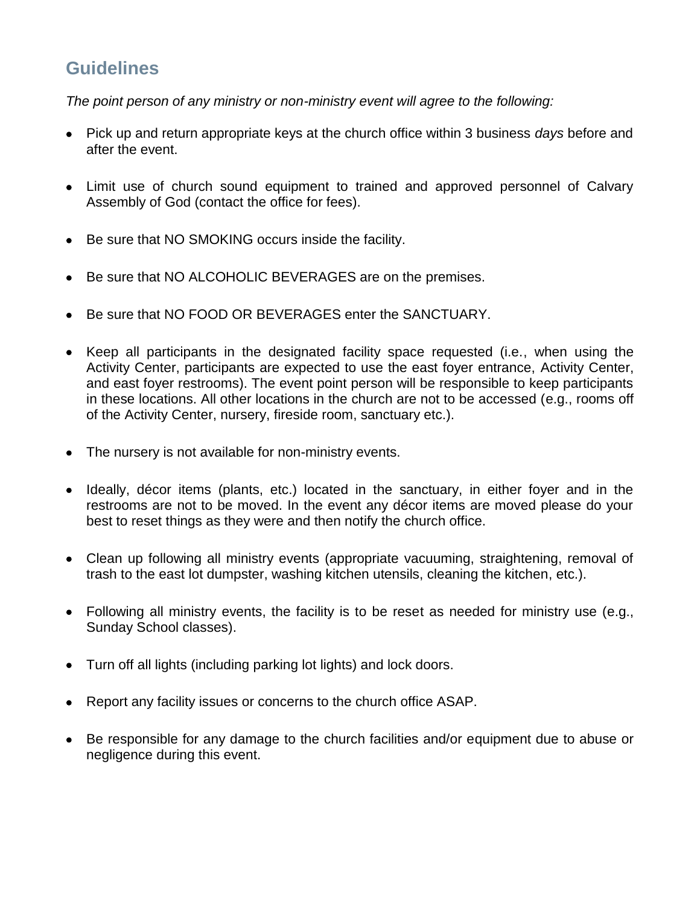## Guidelines

*The point person of any ministry or non-ministry event will agree to the following:*

- Pick up and return appropriate keys at the church office within 3 business *days* before and after the event.
- Limit use of church sound equipment to trained and approved personnel of Calvary Assembly of God (contact the office for fees).
- Be sure that NO SMOKING occurs inside the facility.
- Be sure that NO ALCOHOLIC BEVERAGES are on the premises.
- Be sure that NO FOOD OR BEVERAGES enter the SANCTUARY.
- Keep all participants in the designated facility space requested (i.e., when using the Activity Center, participants are expected to use the east foyer entrance, Activity Center, and east foyer restrooms). The event point person will be responsible to keep participants in these locations. All other locations in the church are not to be accessed (e.g., rooms off of the Activity Center, nursery, fireside room, sanctuary etc.).
- The nursery is not available for non-ministry events.
- Ideally, décor items (plants, etc.) located in the sanctuary, in either foyer and in the restrooms are not to be moved. In the event any décor items are moved please do your best to reset things as they were and then notify the church office.
- Clean up following all ministry events (appropriate vacuuming, straightening, removal of trash to the east lot dumpster, washing kitchen utensils, cleaning the kitchen, etc.).
- Following all ministry events, the facility is to be reset as needed for ministry use (e.g., Sunday School classes).
- Turn off all lights (including parking lot lights) and lock doors.
- Report any facility issues or concerns to the church office ASAP.
- Be responsible for any damage to the church facilities and/or equipment due to abuse or negligence during this event.